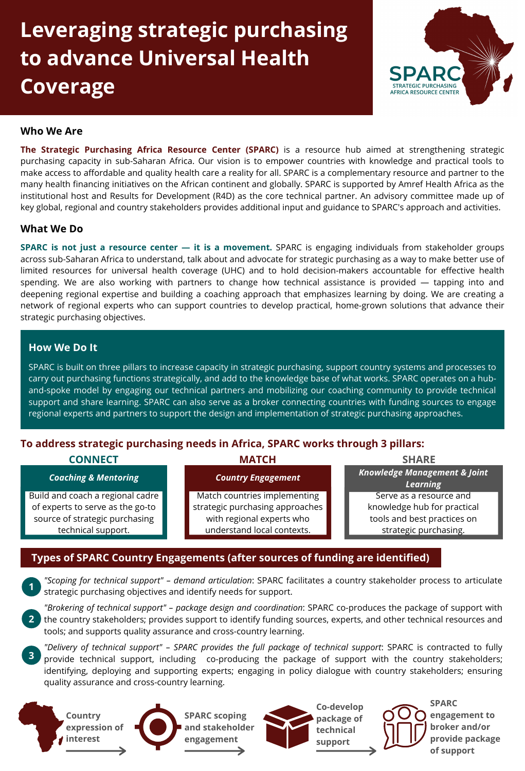# Leveraging strategic purchasing to advance Universal Health Coverage

SPARC
STRATEGIC PURCHASING AFRICA RESOURCE CENTER

## Who We Are

**The Strategic Purchasing Africa Resource Center (SPARC)** is a resource hub aimed at strengthening strategic purchasing capacity in sub-Saharan Africa. Our vision is to empower countries with knowledge and practical tools to make access to affordable and quality health care a reality for all. SPARC is a complementary resource and partner to the many health financing initiatives on the African continent and globally. SPARC is supported by Amref Health Africa as the institutional host and Results for Development (R4D) as the core technical partner. An advisory committee made up of key global, regional and country stakeholders provides additional input and guidance to SPARC's approach and activities.

## What We Do

**SPARC is not just a resource center — it is a movement.** SPARC is engaging individuals from stakeholder groups across sub-Saharan Africa to understand, talk about and advocate for strategic purchasing as a way to make better use of limited resources for universal health coverage (UHC) and to hold decision-makers accountable for effective health spending. We are also working with partners to change how technical assistance is provided — tapping into and deepening regional expertise and building a coaching approach that emphasizes learning by doing. We are creating a network of regional experts who can support countries to develop practical, home-grown solutions that advance their strategic purchasing objectives.

## How We Do It

SPARC is built on three pillars to increase capacity in strategic purchasing, support country systems and processes to carry out purchasing functions strategically, and add to the knowledge base of what works. SPARC operates on a hub-and-spoke model by engaging our technical partners and mobilizing our coaching community to provide technical support and share learning. SPARC can also serve as a broker connecting countries with funding sources to engage regional experts and partners to support the design and implementation of strategic purchasing approaches.

## To address strategic purchasing needs in Africa, SPARC works through 3 pillars:

| CONNECT | MATCH | SHARE |
|---|---|---|
| *Coaching & Mentoring* | *Country Engagement* | *Knowledge Management & Joint Learning* |
| Build and coach a regional cadre of experts to serve as the go-to source of strategic purchasing technical support. | Match countries implementing strategic purchasing approaches with regional experts who understand local contexts. | Serve as a resource and knowledge hub for practical tools and best practices on strategic purchasing. |

## Types of SPARC Country Engagements (after sources of funding are identified)

1. *"Scoping for technical support" – demand articulation*: SPARC facilitates a country stakeholder process to articulate strategic purchasing objectives and identify needs for support.
2. *"Brokering of technical support" – package design and coordination*: SPARC co-produces the package of support with the country stakeholders; provides support to identify funding sources, experts, and other technical resources and tools; and supports quality assurance and cross-country learning.
3. *"Delivery of technical support" – SPARC provides the full package of technical support*: SPARC is contracted to fully provide technical support, including co-producing the package of support with the country stakeholders; identifying, deploying and supporting experts; engaging in policy dialogue with country stakeholders; ensuring quality assurance and cross-country learning.

**Country expression of interest** → **SPARC scoping and stakeholder engagement** → **Co-develop package of technical support** → **SPARC engagement to broker and/or provide package of support**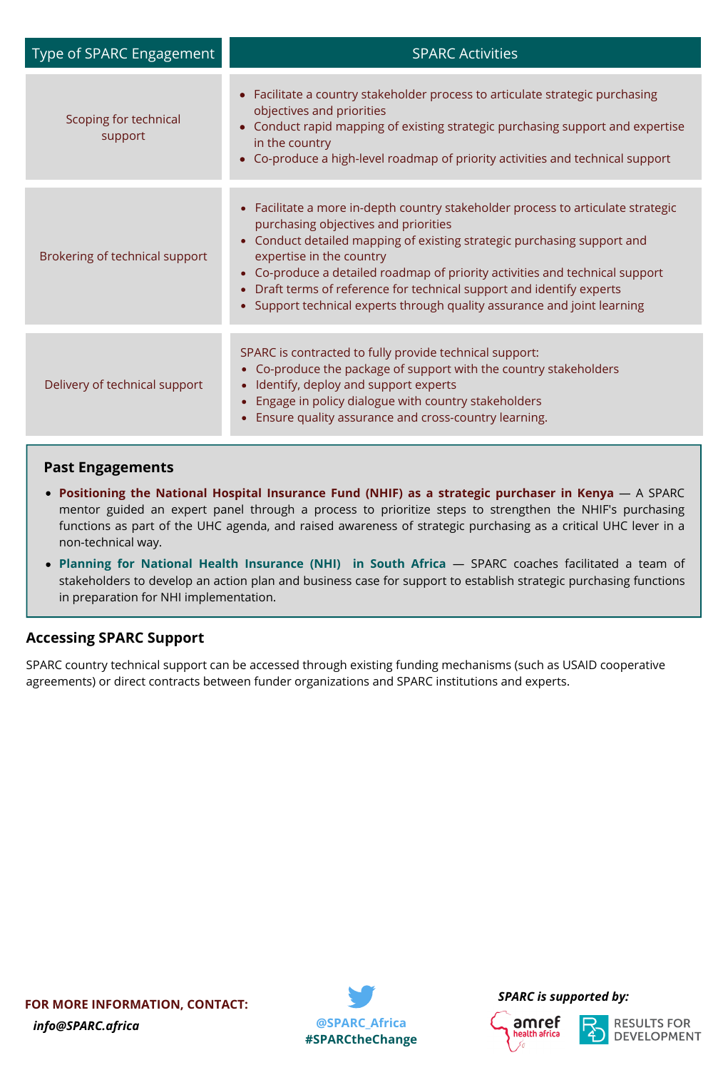| Type of SPARC Engagement | SPARC Activities |
| --- | --- |
| Scoping for technical support | • Facilitate a country stakeholder process to articulate strategic purchasing objectives and priorities<br>• Conduct rapid mapping of existing strategic purchasing support and expertise in the country<br>• Co-produce a high-level roadmap of priority activities and technical support |
| Brokering of technical support | • Facilitate a more in-depth country stakeholder process to articulate strategic purchasing objectives and priorities<br>• Conduct detailed mapping of existing strategic purchasing support and expertise in the country<br>• Co-produce a detailed roadmap of priority activities and technical support<br>• Draft terms of reference for technical support and identify experts<br>• Support technical experts through quality assurance and joint learning |
| Delivery of technical support | SPARC is contracted to fully provide technical support:<br>• Co-produce the package of support with the country stakeholders<br>• Identify, deploy and support experts<br>• Engage in policy dialogue with country stakeholders<br>• Ensure quality assurance and cross-country learning. |

### Past Engagements

- **Positioning the National Hospital Insurance Fund (NHIF) as a strategic purchaser in Kenya** — A SPARC mentor guided an expert panel through a process to prioritize steps to strengthen the NHIF's purchasing functions as part of the UHC agenda, and raised awareness of strategic purchasing as a critical UHC lever in a non-technical way.
- **Planning for National Health Insurance (NHI) in South Africa** — SPARC coaches facilitated a team of stakeholders to develop an action plan and business case for support to establish strategic purchasing functions in preparation for NHI implementation.

## Accessing SPARC Support

SPARC country technical support can be accessed through existing funding mechanisms (such as USAID cooperative agreements) or direct contracts between funder organizations and SPARC institutions and experts.

**FOR MORE INFORMATION, CONTACT:**
***info@SPARC.africa***

@SPARC_Africa
#SPARCtheChange

***SPARC is supported by:***

amref health africa

RESULTS FOR DEVELOPMENT